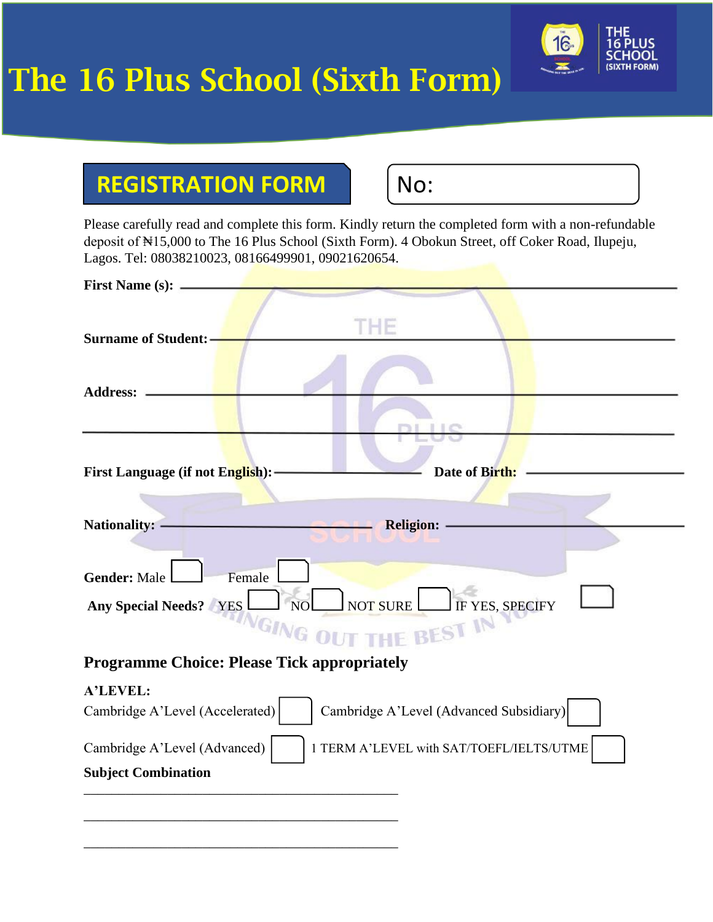# The 16 Plus School (Sixth Form)

## REGISTRATION FORM

No:

Please carefully read and complete this form. Kindly return the completed form with a non-refundable deposit of ₦15,000 to The 16 Plus School (Sixth Form). 4 Obokun Street, off Coker Road, Ilupeju, Lagos. Tel: 08038210023, 08166499901, 09021620654.

**First Name (s):** ______________________________________________

**Surname of Student:** ______________________________________________

**Address:** ______________________________________________

______________________________________________

**First Language (if not English):** ____________________ **Date of Birth:** ____________________

**Nationality:** ____________________ **Religion:** ____________________

**Gender:** Male ☐ Female ☐

**Any Special Needs?** YES ☐ NO ☐ NOT SURE ☐ IF YES, SPECIFY ☐

### Programme Choice: Please Tick appropriately

**A'LEVEL:**

Cambridge A'Level (Accelerated) ☐ Cambridge A'Level (Advanced Subsidiary) ☐

Cambridge A'Level (Advanced) ☐ 1 TERM A'LEVEL with SAT/TOEFL/IELTS/UTME ☐

**Subject Combination**

______________________________________________

______________________________________________

______________________________________________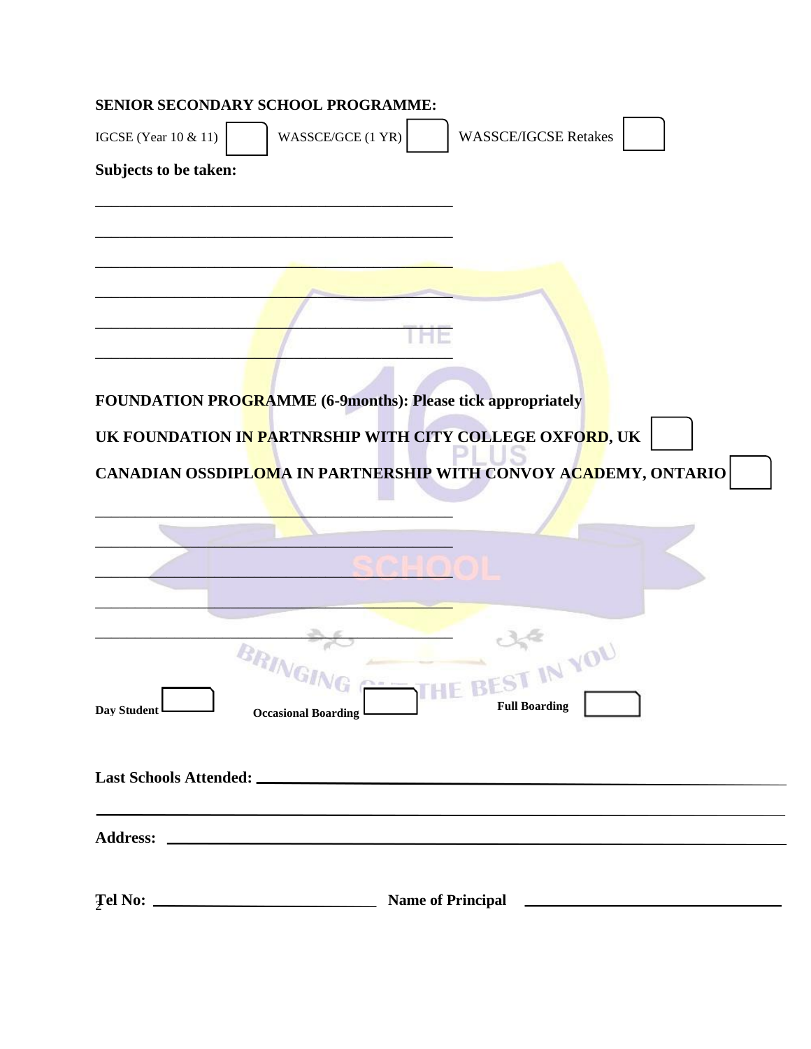**SENIOR SECONDARY SCHOOL PROGRAMME:**

IGCSE (Year 10 & 11) ☐ WASSCE/GCE (1 YR) ☐ WASSCE/IGCSE Retakes ☐

**Subjects to be taken:**

______________________________________________

______________________________________________

______________________________________________

______________________________________________

______________________________________________

______________________________________________

**FOUNDATION PROGRAMME (6-9months): Please tick appropriately**

**UK FOUNDATION IN PARTNRSHIP WITH CITY COLLEGE OXFORD, UK** ☐

**CANADIAN OSSDIPLOMA IN PARTNERSHIP WITH CONVOY ACADEMY, ONTARIO** ☐

______________________________________________

______________________________________________

______________________________________________

______________________________________________

______________________________________________

**Day Student** ☐ **Occasional Boarding** ☐ **Full Boarding** ☐

**Last Schools Attended:** ______________________________________________

______________________________________________

**Address:** ______________________________________________

**Tel No:** ______________________ **Name of Principal** ______________________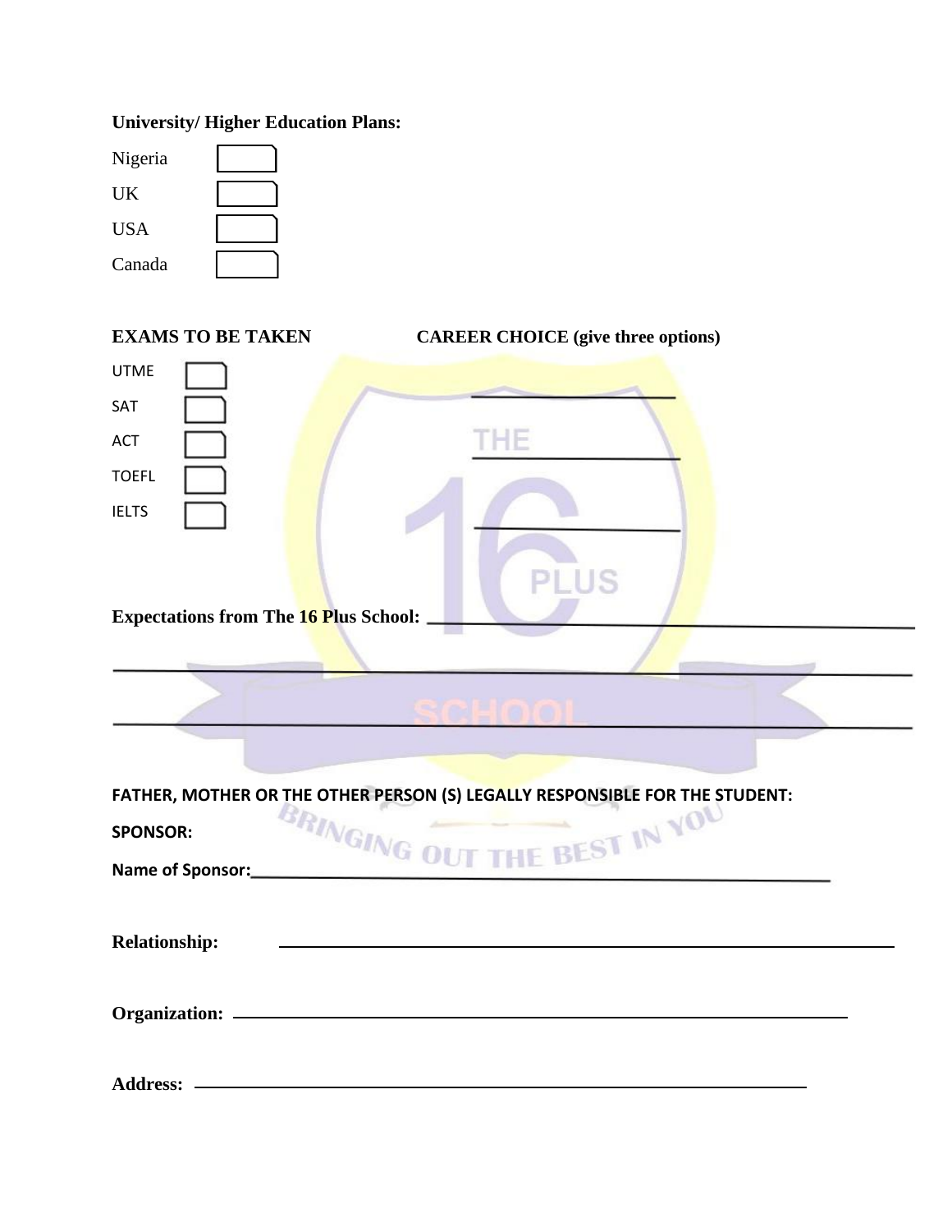**University/ Higher Education Plans:**

Nigeria ☐

UK ☐

USA ☐

Canada ☐

**EXAMS TO BE TAKEN**

UTME ☐

SAT ☐

ACT ☐

TOEFL ☐

IELTS ☐

**CAREER CHOICE (give three options)**

________________________

________________________

________________________

**Expectations from The 16 Plus School:** ________________________________________________

________________________________________________________________________________

________________________________________________________________________________

**FATHER, MOTHER OR THE OTHER PERSON (S) LEGALLY RESPONSIBLE FOR THE STUDENT:**

**SPONSOR:**

**Name of Sponsor:**________________________________________________________________

**Relationship:** ________________________________________________________________

**Organization:** ________________________________________________________________

**Address:** ____________________________________________________________________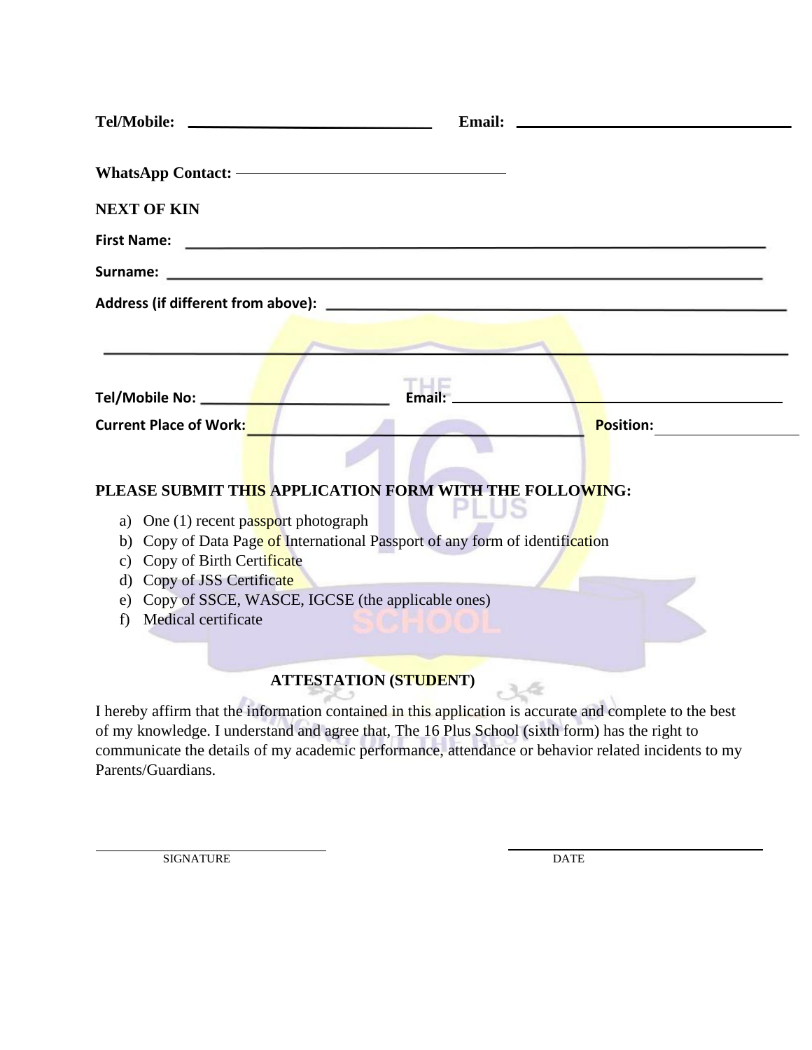**Tel/Mobile:** ______________________________ **Email:** ______________________________

**WhatsApp Contact:** ______________________________

**NEXT OF KIN**

**First Name:** ______________________________

**Surname:** ______________________________

**Address (if different from above):** ______________________________

______________________________

**Tel/Mobile No:** ____________________ **Email:** ______________________________

**Current Place of Work:** ______________________________ **Position:** ______________

**PLEASE SUBMIT THIS APPLICATION FORM WITH THE FOLLOWING:**

a) One (1) recent passport photograph
b) Copy of Data Page of International Passport of any form of identification
c) Copy of Birth Certificate
d) Copy of JSS Certificate
e) Copy of SSCE, WASCE, IGCSE (the applicable ones)
f) Medical certificate

**ATTESTATION (STUDENT)**

I hereby affirm that the information contained in this application is accurate and complete to the best of my knowledge. I understand and agree that, The 16 Plus School (sixth form) has the right to communicate the details of my academic performance, attendance or behavior related incidents to my Parents/Guardians.

______________________________ ______________________________
SIGNATURE DATE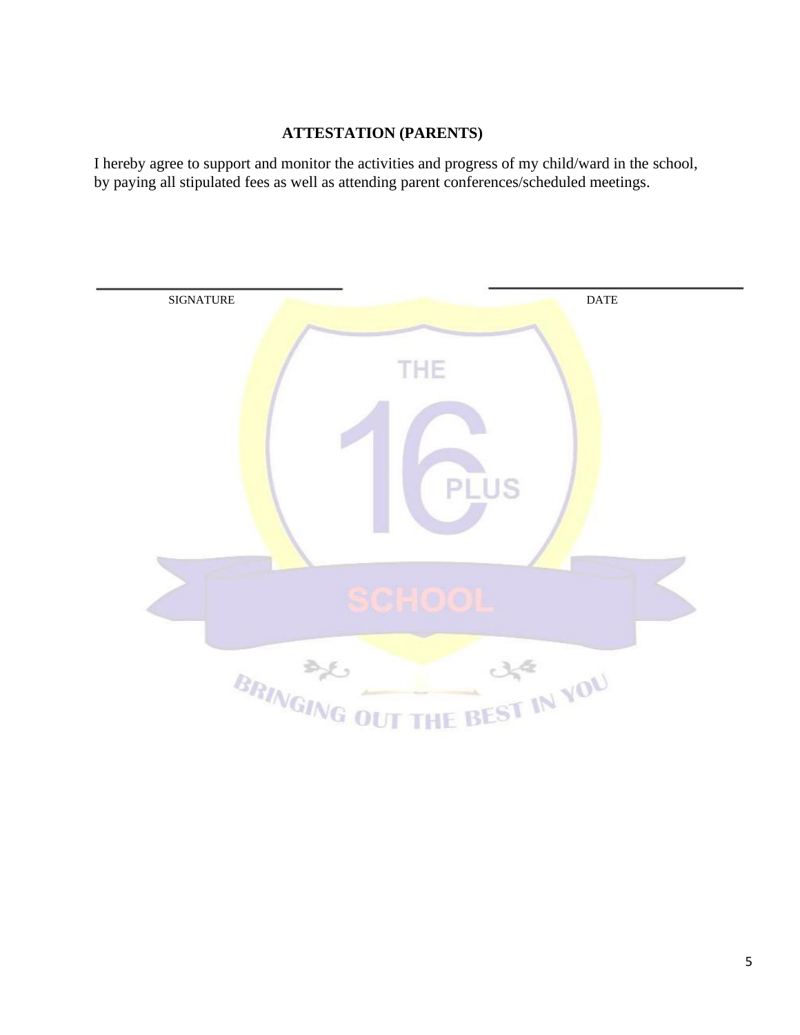## ATTESTATION (PARENTS)

I hereby agree to support and monitor the activities and progress of my child/ward in the school, by paying all stipulated fees as well as attending parent conferences/scheduled meetings.

\_\_\_\_\_\_\_\_\_\_\_\_\_\_\_\_\_\_\_\_\_\_\_\_\_\_\_\_\_\_ \_\_\_\_\_\_\_\_\_\_\_\_\_\_\_\_\_\_\_\_\_\_\_\_\_\_\_\_\_\_

SIGNATURE DATE